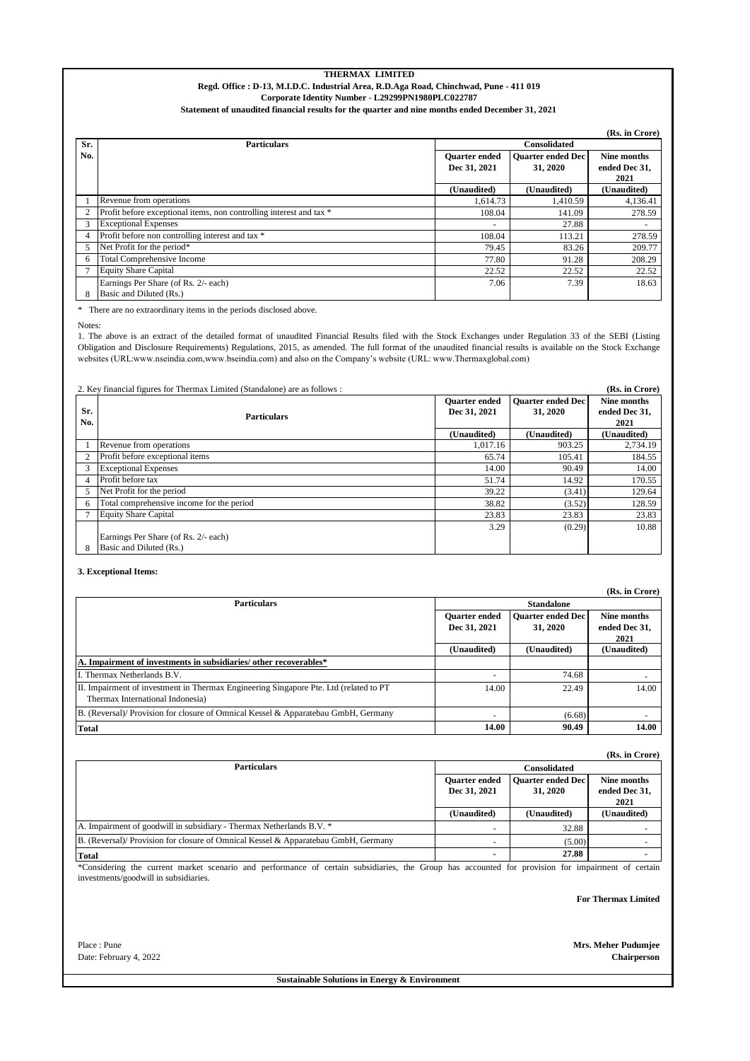**THERMAX LIMITED**

**Regd. Office : D-13, M.I.D.C. Industrial Area, R.D.Aga Road, Chinchwad, Pune - 411 019**

**Corporate Identity Number - L29299PN1980PLC022787**

**Statement of unaudited financial results for the quarter and nine months ended December 31, 2021**

(Rs. in Crore)

| Sr. No. | Particulars | Consolidated | | |
|---|---|---|---|---|
| | | Quarter ended Dec 31, 2021 | Quarter ended Dec 31, 2020 | Nine months ended Dec 31, 2021 |
| | | (Unaudited) | (Unaudited) | (Unaudited) |
| 1 | Revenue from operations | 1,614.73 | 1,410.59 | 4,136.41 |
| 2 | Profit before exceptional items, non controlling interest and tax * | 108.04 | 141.09 | 278.59 |
| 3 | Exceptional Expenses | - | 27.88 | - |
| 4 | Profit before non controlling interest and tax * | 108.04 | 113.21 | 278.59 |
| 5 | Net Profit for the period* | 79.45 | 83.26 | 209.77 |
| 6 | Total Comprehensive Income | 77.80 | 91.28 | 208.29 |
| 7 | Equity Share Capital | 22.52 | 22.52 | 22.52 |
| 8 | Earnings Per Share (of Rs. 2/- each) Basic and Diluted (Rs.) | 7.06 | 7.39 | 18.63 |

\* There are no extraordinary items in the periods disclosed above.

Notes:

1. The above is an extract of the detailed format of unaudited Financial Results filed with the Stock Exchanges under Regulation 33 of the SEBI (Listing Obligation and Disclosure Requirements) Regulations, 2015, as amended. The full format of the unaudited financial results is available on the Stock Exchange websites (URL:www.nseindia.com,www.bseindia.com) and also on the Company's website (URL: www.Thermaxglobal.com)

2. Key financial figures for Thermax Limited (Standalone) are as follows :

(Rs. in Crore)

| Sr. No. | Particulars | Quarter ended Dec 31, 2021 | Quarter ended Dec 31, 2020 | Nine months ended Dec 31, 2021 |
|---|---|---|---|---|
| | | (Unaudited) | (Unaudited) | (Unaudited) |
| 1 | Revenue from operations | 1,017.16 | 903.25 | 2,734.19 |
| 2 | Profit before exceptional items | 65.74 | 105.41 | 184.55 |
| 3 | Exceptional Expenses | 14.00 | 90.49 | 14.00 |
| 4 | Profit before tax | 51.74 | 14.92 | 170.55 |
| 5 | Net Profit for the period | 39.22 | (3.41) | 129.64 |
| 6 | Total comprehensive income for the period | 38.82 | (3.52) | 128.59 |
| 7 | Equity Share Capital | 23.83 | 23.83 | 23.83 |
| 8 | Earnings Per Share (of Rs. 2/- each) Basic and Diluted (Rs.) | 3.29 | (0.29) | 10.88 |

**3. Exceptional Items:**

(Rs. in Crore)

| Particulars | Standalone | | |
|---|---|---|---|
| | Quarter ended Dec 31, 2021 | Quarter ended Dec 31, 2020 | Nine months ended Dec 31, 2021 |
| | (Unaudited) | (Unaudited) | (Unaudited) |
| **A. Impairment of investments in subsidiaries/ other recoverables*** | | | |
| I. Thermax Netherlands B.V. | - | 74.68 | - |
| II. Impairment of investment in Thermax Engineering Singapore Pte. Ltd (related to PT Thermax International Indonesia) | 14.00 | 22.49 | 14.00 |
| B. (Reversal)/ Provision for closure of Omnical Kessel & Apparatebau GmbH, Germany | - | (6.68) | - |
| **Total** | **14.00** | **90.49** | **14.00** |

(Rs. in Crore)

| Particulars | Consolidated | | |
|---|---|---|---|
| | Quarter ended Dec 31, 2021 | Quarter ended Dec 31, 2020 | Nine months ended Dec 31, 2021 |
| | (Unaudited) | (Unaudited) | (Unaudited) |
| A. Impairment of goodwill in subsidiary - Thermax Netherlands B.V. * | - | 32.88 | - |
| B. (Reversal)/ Provision for closure of Omnical Kessel & Apparatebau GmbH, Germany | - | (5.00) | - |
| **Total** | **-** | **27.88** | **-** |

*Considering the current market scenario and performance of certain subsidiaries, the Group has accounted for provision for impairment of certain investments/goodwill in subsidiaries.

**For Thermax Limited**

Place : Pune
Date: February 4, 2022

**Mrs. Meher Pudumjee**
**Chairperson**

**Sustainable Solutions in Energy & Environment**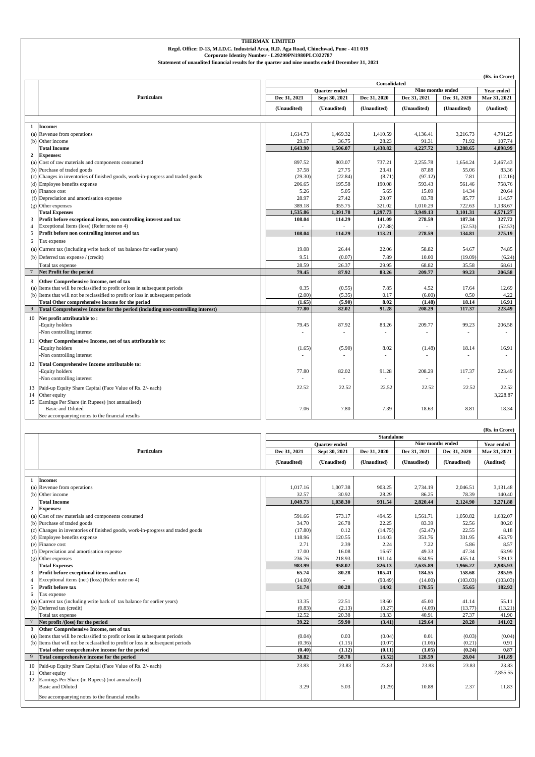**THERMAX LIMITED**
**Regd. Office: D-13, M.I.D.C. Industrial Area, R.D. Aga Road, Chinchwad, Pune - 411 019**
**Corporate Identity Number - L29299PN1980PLC022787**
**Statement of unaudited financial results for the quarter and nine months ended December 31, 2021**

(Rs. in Crore)

| | Particulars | Consolidated | | | | | |
|---|---|---|---|---|---|---|---|
| | | Quarter ended | | | Nine months ended | | Year ended |
| | | Dec 31, 2021 | Sept 30, 2021 | Dec 31, 2020 | Dec 31, 2021 | Dec 31, 2020 | Mar 31, 2021 |
| | | (Unaudited) | (Unaudited) | (Unaudited) | (Unaudited) | (Unaudited) | (Audited) |
| 1 | **Income:** | | | | | | |
| (a) | Revenue from operations | 1,614.73 | 1,469.32 | 1,410.59 | 4,136.41 | 3,216.73 | 4,791.25 |
| (b) | Other income | 29.17 | 36.75 | 28.23 | 91.31 | 71.92 | 107.74 |
| | **Total Income** | **1,643.90** | **1,506.07** | **1,438.82** | **4,227.72** | **3,288.65** | **4,898.99** |
| 2 | **Expenses:** | | | | | | |
| (a) | Cost of raw materials and components consumed | 897.52 | 803.07 | 737.21 | 2,255.78 | 1,654.24 | 2,467.43 |
| (b) | Purchase of traded goods | 37.58 | 27.75 | 23.41 | 87.88 | 55.06 | 83.36 |
| (c) | Changes in inventories of finished goods, work-in-progress and traded goods | (29.30) | (22.84) | (8.71) | (97.12) | 7.81 | (12.16) |
| (d) | Employee benefits expense | 206.65 | 195.58 | 190.08 | 593.43 | 561.46 | 758.76 |
| (e) | Finance cost | 5.26 | 5.05 | 5.65 | 15.09 | 14.34 | 20.64 |
| (f) | Depreciation and amortisation expense | 28.97 | 27.42 | 29.07 | 83.78 | 85.77 | 114.57 |
| (g) | Other expenses | 389.18 | 355.75 | 321.02 | 1,010.29 | 722.63 | 1,138.67 |
| | **Total Expenses** | **1,535.86** | **1,391.78** | **1,297.73** | **3,949.13** | **3,101.31** | **4,571.27** |
| 3 | **Profit before exceptional items, non controlling interest and tax** | **108.04** | **114.29** | **141.09** | **278.59** | **187.34** | **327.72** |
| 4 | Exceptional Items (loss) (Refer note no 4) | - | - | (27.88) | - | (52.53) | (52.53) |
| 5 | **Profit before non controlling interest and tax** | **108.04** | **114.29** | **113.21** | **278.59** | **134.81** | **275.19** |
| 6 | Tax expense | | | | | | |
| (a) | Current tax (including write back of tax balance for earlier years) | 19.08 | 26.44 | 22.06 | 58.82 | 54.67 | 74.85 |
| (b) | Deferred tax expense / (credit) | 9.51 | (0.07) | 7.89 | 10.00 | (19.09) | (6.24) |
| | Total tax expense | 28.59 | 26.37 | 29.95 | 68.82 | 35.58 | 68.61 |
| 7 | **Net Profit for the period** | **79.45** | **87.92** | **83.26** | **209.77** | **99.23** | **206.58** |
| 8 | **Other Comprehensive Income, net of tax** | | | | | | |
| (a) | Items that will be reclassified to profit or loss in subsequent periods | 0.35 | (0.55) | 7.85 | 4.52 | 17.64 | 12.69 |
| (b) | Items that will not be reclassified to profit or loss in subsequent periods | (2.00) | (5.35) | 0.17 | (6.00) | 0.50 | 4.22 |
| | **Total Other comprehensive income for the period** | **(1.65)** | **(5.90)** | **8.02** | **(1.48)** | **18.14** | **16.91** |
| 9 | **Total Comprehensive Income for the period (including non-controlling interest)** | **77.80** | **82.02** | **91.28** | **208.29** | **117.37** | **223.49** |
| 10 | **Net profit attributable to :** | | | | | | |
| | -Equity holders | 79.45 | 87.92 | 83.26 | 209.77 | 99.23 | 206.58 |
| | -Non controlling interest | - | - | - | - | - | - |
| 11 | **Other Comprehensive Income, net of tax attributable to:** | | | | | | |
| | -Equity holders | (1.65) | (5.90) | 8.02 | (1.48) | 18.14 | 16.91 |
| | -Non controlling interest | - | - | - | - | - | - |
| 12 | **Total Comprehensive Income attributable to:** | | | | | | |
| | -Equity holders | 77.80 | 82.02 | 91.28 | 208.29 | 117.37 | 223.49 |
| | -Non controlling interest | - | - | - | - | - | - |
| 13 | Paid-up Equity Share Capital (Face Value of Rs. 2/- each) | 22.52 | 22.52 | 22.52 | 22.52 | 22.52 | 22.52 |
| 14 | Other equity | | | | | | 3,228.87 |
| 15 | Earnings Per Share (in Rupees) (not annualised) | | | | | | |
| | Basic and Diluted | 7.06 | 7.80 | 7.39 | 18.63 | 8.81 | 18.34 |
| | See accompanying notes to the financial results | | | | | | |

(Rs. in Crore)

| | Particulars | Standalone | | | | | |
|---|---|---|---|---|---|---|---|
| | | Quarter ended | | | Nine months ended | | Year ended |
| | | Dec 31, 2021 | Sept 30, 2021 | Dec 31, 2020 | Dec 31, 2021 | Dec 31, 2020 | Mar 31, 2021 |
| | | (Unaudited) | (Unaudited) | (Unaudited) | (Unaudited) | (Unaudited) | (Audited) |
| 1 | **Income:** | | | | | | |
| (a) | Revenue from operations | 1,017.16 | 1,007.38 | 903.25 | 2,734.19 | 2,046.51 | 3,131.48 |
| (b) | Other income | 32.57 | 30.92 | 28.29 | 86.25 | 78.39 | 140.40 |
| | **Total Income** | **1,049.73** | **1,038.30** | **931.54** | **2,820.44** | **2,124.90** | **3,271.88** |
| 2 | **Expenses:** | | | | | | |
| (a) | Cost of raw materials and components consumed | 591.66 | 573.17 | 494.55 | 1,561.71 | 1,050.82 | 1,632.07 |
| (b) | Purchase of traded goods | 34.70 | 26.78 | 22.25 | 83.39 | 52.56 | 80.20 |
| (c) | Changes in inventories of finished goods, work-in-progress and traded goods | (17.80) | 0.12 | (14.75) | (52.47) | 22.55 | 8.18 |
| (d) | Employee benefits expense | 118.96 | 120.55 | 114.03 | 351.76 | 331.95 | 453.79 |
| (e) | Finance cost | 2.71 | 2.39 | 2.24 | 7.22 | 5.86 | 8.57 |
| (f) | Depreciation and amortisation expense | 17.00 | 16.08 | 16.67 | 49.33 | 47.34 | 63.99 |
| (g) | Other expenses | 236.76 | 218.93 | 191.14 | 634.95 | 455.14 | 739.13 |
| | **Total Expenses** | **983.99** | **958.02** | **826.13** | **2,635.89** | **1,966.22** | **2,985.93** |
| 3 | **Profit before exceptional items and tax** | **65.74** | **80.28** | **105.41** | **184.55** | **158.68** | **285.95** |
| 4 | Exceptional items (net) (loss) (Refer note no 4) | (14.00) | - | (90.49) | (14.00) | (103.03) | (103.03) |
| 5 | **Profit before tax** | **51.74** | **80.28** | **14.92** | **170.55** | **55.65** | **182.92** |
| 6 | Tax expense | | | | | | |
| (a) | Current tax (including write back of tax balance for earlier years) | 13.35 | 22.51 | 18.60 | 45.00 | 41.14 | 55.11 |
| (b) | Deferred tax (credit) | (0.83) | (2.13) | (0.27) | (4.09) | (13.77) | (13.21) |
| | Total tax expense | 12.52 | 20.38 | 18.33 | 40.91 | 27.37 | 41.90 |
| 7 | **Net profit /(loss) for the period** | **39.22** | **59.90** | **(3.41)** | **129.64** | **28.28** | **141.02** |
| 8 | **Other Comprehensive Income, net of tax** | | | | | | |
| (a) | Items that will be reclassified to profit or loss in subsequent periods | (0.04) | 0.03 | (0.04) | 0.01 | (0.03) | (0.04) |
| (b) | Items that will not be reclassified to profit or loss in subsequent periods | (0.36) | (1.15) | (0.07) | (1.06) | (0.21) | 0.91 |
| | **Total other comprehensive income for the period** | **(0.40)** | **(1.12)** | **(0.11)** | **(1.05)** | **(0.24)** | **0.87** |
| 9 | **Total comprehensive income for the period** | **38.82** | **58.78** | **(3.52)** | **128.59** | **28.04** | **141.89** |
| 10 | Paid-up Equity Share Capital (Face Value of Rs. 2/- each) | 23.83 | 23.83 | 23.83 | 23.83 | 23.83 | 23.83 |
| 11 | Other equity | | | | | | 2,855.55 |
| 12 | Earnings Per Share (in Rupees) (not annualised) | | | | | | |
| | Basic and Diluted | 3.29 | 5.03 | (0.29) | 10.88 | 2.37 | 11.83 |
| | See accompanying notes to the financial results | | | | | | |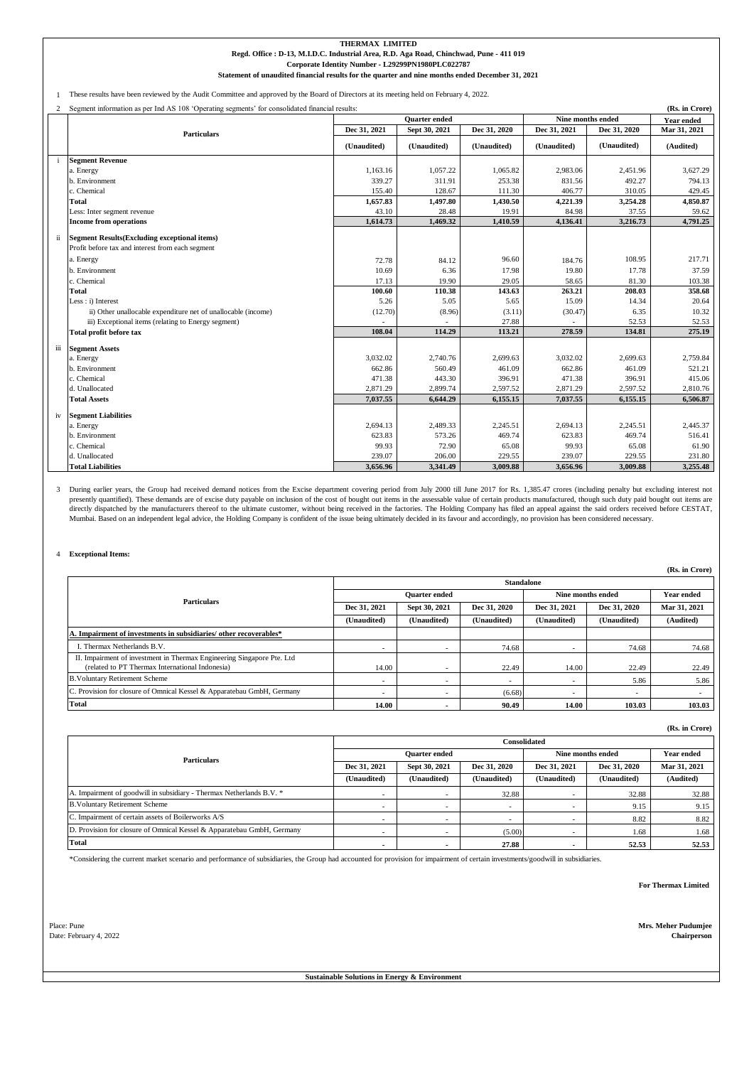**THERMAX LIMITED**

**Regd. Office : D-13, M.I.D.C. Industrial Area, R.D. Aga Road, Chinchwad, Pune - 411 019**

**Corporate Identity Number - L29299PN1980PLC022787**

**Statement of unaudited financial results for the quarter and nine months ended December 31, 2021**

1 These results have been reviewed by the Audit Committee and approved by the Board of Directors at its meeting held on February 4, 2022.

2 Segment information as per Ind AS 108 'Operating segments' for consolidated financial results:

**(Rs. in Crore)**

| | Particulars | Quarter ended | | | Nine months ended | | Year ended |
|---|---|---|---|---|---|---|---|
| | | Dec 31, 2021 | Sept 30, 2021 | Dec 31, 2020 | Dec 31, 2021 | Dec 31, 2020 | Mar 31, 2021 |
| | | (Unaudited) | (Unaudited) | (Unaudited) | (Unaudited) | (Unaudited) | (Audited) |
| i | **Segment Revenue** | | | | | | |
| | a. Energy | 1,163.16 | 1,057.22 | 1,065.82 | 2,983.06 | 2,451.96 | 3,627.29 |
| | b. Environment | 339.27 | 311.91 | 253.38 | 831.56 | 492.27 | 794.13 |
| | c. Chemical | 155.40 | 128.67 | 111.30 | 406.77 | 310.05 | 429.45 |
| | **Total** | **1,657.83** | **1,497.80** | **1,430.50** | **4,221.39** | **3,254.28** | **4,850.87** |
| | Less: Inter segment revenue | 43.10 | 28.48 | 19.91 | 84.98 | 37.55 | 59.62 |
| | **Income from operations** | **1,614.73** | **1,469.32** | **1,410.59** | **4,136.41** | **3,216.73** | **4,791.25** |
| ii | **Segment Results(Excluding exceptional items)** | | | | | | |
| | Profit before tax and interest from each segment | | | | | | |
| | a. Energy | 72.78 | 84.12 | 96.60 | 184.76 | 108.95 | 217.71 |
| | b. Environment | 10.69 | 6.36 | 17.98 | 19.80 | 17.78 | 37.59 |
| | c. Chemical | 17.13 | 19.90 | 29.05 | 58.65 | 81.30 | 103.38 |
| | **Total** | **100.60** | **110.38** | **143.63** | **263.21** | **208.03** | **358.68** |
| | Less : i) Interest | 5.26 | 5.05 | 5.65 | 15.09 | 14.34 | 20.64 |
| | ii) Other unallocable expenditure net of unallocable (income) | (12.70) | (8.96) | (3.11) | (30.47) | 6.35 | 10.32 |
| | iii) Exceptional items (relating to Energy segment) | - | - | 27.88 | - | 52.53 | 52.53 |
| | **Total profit before tax** | **108.04** | **114.29** | **113.21** | **278.59** | **134.81** | **275.19** |
| iii | **Segment Assets** | | | | | | |
| | a. Energy | 3,032.02 | 2,740.76 | 2,699.63 | 3,032.02 | 2,699.63 | 2,759.84 |
| | b. Environment | 662.86 | 560.49 | 461.09 | 662.86 | 461.09 | 521.21 |
| | c. Chemical | 471.38 | 443.30 | 396.91 | 471.38 | 396.91 | 415.06 |
| | d. Unallocated | 2,871.29 | 2,899.74 | 2,597.52 | 2,871.29 | 2,597.52 | 2,810.76 |
| | **Total Assets** | **7,037.55** | **6,644.29** | **6,155.15** | **7,037.55** | **6,155.15** | **6,506.87** |
| iv | **Segment Liabilities** | | | | | | |
| | a. Energy | 2,694.13 | 2,489.33 | 2,245.51 | 2,694.13 | 2,245.51 | 2,445.37 |
| | b. Environment | 623.83 | 573.26 | 469.74 | 623.83 | 469.74 | 516.41 |
| | c. Chemical | 99.93 | 72.90 | 65.08 | 99.93 | 65.08 | 61.90 |
| | d. Unallocated | 239.07 | 206.00 | 229.55 | 239.07 | 229.55 | 231.80 |
| | **Total Liabilities** | **3,656.96** | **3,341.49** | **3,009.88** | **3,656.96** | **3,009.88** | **3,255.48** |

3 During earlier years, the Group had received demand notices from the Excise department covering period from July 2000 till June 2017 for Rs. 1,385.47 crores (including penalty but excluding interest not presently quantified). These demands are of excise duty payable on inclusion of the cost of bought out items in the assessable value of certain products manufactured, though such duty paid bought out items are directly dispatched by the manufacturers thereof to the ultimate customer, without being received in the factories. The Holding Company has filed an appeal against the said orders received before CESTAT, Mumbai. Based on an independent legal advice, the Holding Company is confident of the issue being ultimately decided in its favour and accordingly, no provision has been considered necessary.

4 **Exceptional Items:**

**(Rs. in Crore)**

| Particulars | Standalone | | | | | |
|---|---|---|---|---|---|---|
| | Quarter ended | | | Nine months ended | | Year ended |
| | Dec 31, 2021 | Sept 30, 2021 | Dec 31, 2020 | Dec 31, 2021 | Dec 31, 2020 | Mar 31, 2021 |
| | (Unaudited) | (Unaudited) | (Unaudited) | (Unaudited) | (Unaudited) | (Audited) |
| **A. Impairment of investments in subsidiaries/ other recoverables*** | | | | | | |
| I. Thermax Netherlands B.V. | - | - | 74.68 | - | 74.68 | 74.68 |
| II. Impairment of investment in Thermax Engineering Singapore Pte. Ltd (related to PT Thermax International Indonesia) | 14.00 | - | 22.49 | 14.00 | 22.49 | 22.49 |
| B.Voluntary Retirement Scheme | - | - | - | - | 5.86 | 5.86 |
| C. Provision for closure of Omnical Kessel & Apparatebau GmbH, Germany | - | - | (6.68) | - | - | - |
| **Total** | **14.00** | **-** | **90.49** | **14.00** | **103.03** | **103.03** |

**(Rs. in Crore)**

| Particulars | Consolidated | | | | | |
|---|---|---|---|---|---|---|
| | Quarter ended | | | Nine months ended | | Year ended |
| | Dec 31, 2021 | Sept 30, 2021 | Dec 31, 2020 | Dec 31, 2021 | Dec 31, 2020 | Mar 31, 2021 |
| | (Unaudited) | (Unaudited) | (Unaudited) | (Unaudited) | (Unaudited) | (Audited) |
| A. Impairment of goodwill in subsidiary - Thermax Netherlands B.V. * | - | - | 32.88 | - | 32.88 | 32.88 |
| B.Voluntary Retirement Scheme | - | - | - | - | 9.15 | 9.15 |
| C. Impairment of certain assets of Boilerworks A/S | - | - | - | - | 8.82 | 8.82 |
| D. Provision for closure of Omnical Kessel & Apparatebau GmbH, Germany | - | - | (5.00) | - | 1.68 | 1.68 |
| **Total** | **-** | **-** | **27.88** | **-** | **52.53** | **52.53** |

*Considering the current market scenario and performance of subsidiaries, the Group had accounted for provision for impairment of certain investments/goodwill in subsidiaries.

**For Thermax Limited**

Place: Pune
Date: February 4, 2022

**Mrs. Meher Pudumjee**
**Chairperson**

**Sustainable Solutions in Energy & Environment**